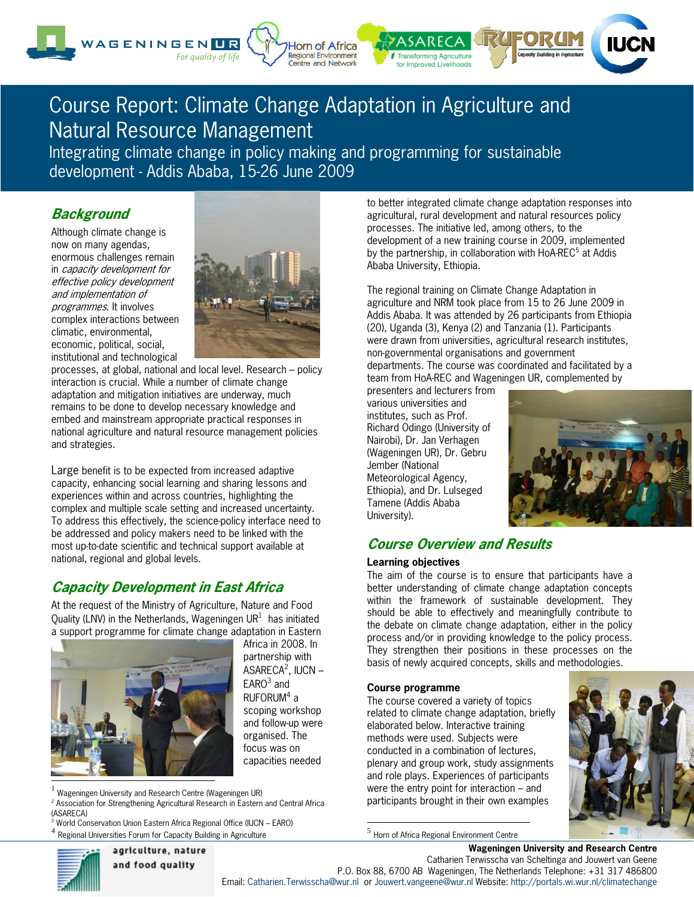# Course Report: Climate Change Adaptation in Agriculture and Natural Resource Management

## Integrating climate change in policy making and programming for sustainable development - Addis Ababa, 15-26 June 2009

## Background

Although climate change is now on many agendas, enormous challenges remain in *capacity development for effective policy development and implementation of programmes*. It involves complex interactions between climatic, environmental, economic, political, social, institutional and technological processes, at global, national and local level. Research – policy interaction is crucial. While a number of climate change adaptation and mitigation initiatives are underway, much remains to be done to develop necessary knowledge and embed and mainstream appropriate practical responses in national agriculture and natural resource management policies and strategies.

Large benefit is to be expected from increased adaptive capacity, enhancing social learning and sharing lessons and experiences within and across countries, highlighting the complex and multiple scale setting and increased uncertainty. To address this effectively, the science-policy interface need to be addressed and policy makers need to be linked with the most up-to-date scientific and technical support available at national, regional and global levels.

## Capacity Development in East Africa

At the request of the Ministry of Agriculture, Nature and Food Quality (LNV) in the Netherlands, Wageningen UR[1] has initiated a support programme for climate change adaptation in Eastern Africa in 2008. In partnership with ASARECA[2], IUCN – EARO[3] and RUFORUM[4] a scoping workshop and follow-up were organised. The focus was on capacities needed to better integrated climate change adaptation responses into agricultural, rural development and natural resources policy processes. The initiative led, among others, to the development of a new training course in 2009, implemented by the partnership, in collaboration with HoA-REC[5] at Addis Ababa University, Ethiopia.

The regional training on Climate Change Adaptation in agriculture and NRM took place from 15 to 26 June 2009 in Addis Ababa. It was attended by 26 participants from Ethiopia (20), Uganda (3), Kenya (2) and Tanzania (1). Participants were drawn from universities, agricultural research institutes, non-governmental organisations and government departments. The course was coordinated and facilitated by a team from HoA-REC and Wageningen UR, complemented by presenters and lecturers from various universities and institutes, such as Prof. Richard Odingo (University of Nairobi), Dr. Jan Verhagen (Wageningen UR), Dr. Gebru Jember (National Meteorological Agency, Ethiopia), and Dr. Lulseged Tamene (Addis Ababa University).

## Course Overview and Results

**Learning objectives**

The aim of the course is to ensure that participants have a better understanding of climate change adaptation concepts within the framework of sustainable development. They should be able to effectively and meaningfully contribute to the debate on climate change adaptation, either in the policy process and/or in providing knowledge to the policy process. They strengthen their positions in these processes on the basis of newly acquired concepts, skills and methodologies.

**Course programme**

The course covered a variety of topics related to climate change adaptation, briefly elaborated below. Interactive training methods were used. Subjects were conducted in a combination of lectures, plenary and group work, study assignments and role plays. Experiences of participants were the entry point for interaction – and participants brought in their own examples

---

[1] Wageningen University and Research Centre (Wageningen UR)
[2] Association for Strengthening Agricultural Research in Eastern and Central Africa (ASARECA)
[3] World Conservation Union Eastern Africa Regional Office (IUCN – EARO)
[4] Regional Universities Forum for Capacity Building in Agriculture
[5] Horn of Africa Regional Environment Centre

**Wageningen University and Research Centre**
Catharien Terwisscha van Scheltinga and Jouwert van Geene
P.O. Box 88, 6700 AB Wageningen, The Netherlands Telephone: +31 317 486800
Email: Catharien.Terwisscha@wur.nl or Jouwert.vangeene@wur.nl Website: http://portals.wi.wur.nl/climatechange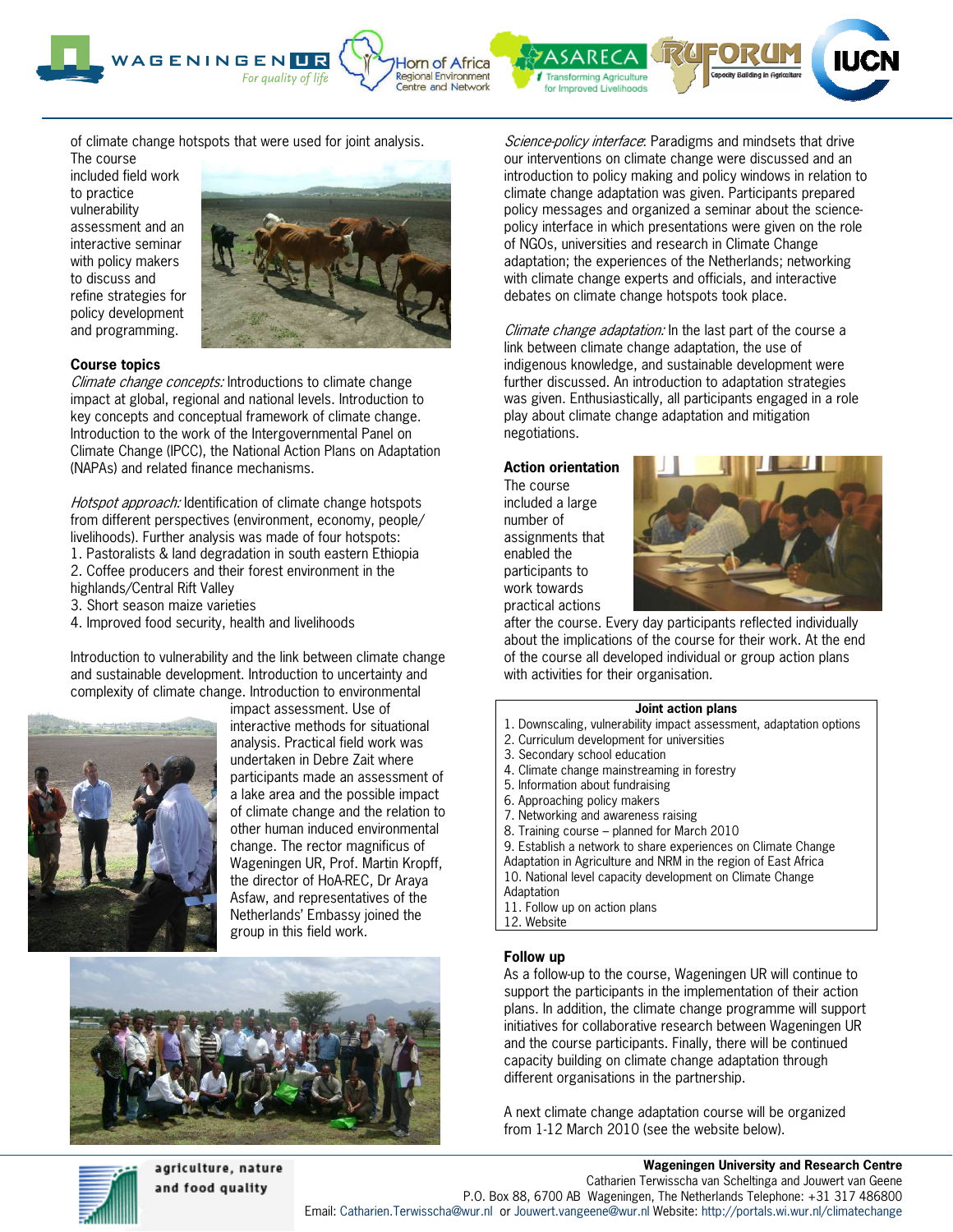of climate change hotspots that were used for joint analysis. The course included field work to practice vulnerability assessment and an interactive seminar with policy makers to discuss and refine strategies for policy development and programming.

**Course topics**

*Climate change concepts:* Introductions to climate change impact at global, regional and national levels. Introduction to key concepts and conceptual framework of climate change. Introduction to the work of the Intergovernmental Panel on Climate Change (IPCC), the National Action Plans on Adaptation (NAPAs) and related finance mechanisms.

*Hotspot approach:* Identification of climate change hotspots from different perspectives (environment, economy, people/ livelihoods). Further analysis was made of four hotspots:

1. Pastoralists & land degradation in south eastern Ethiopia
2. Coffee producers and their forest environment in the highlands/Central Rift Valley
3. Short season maize varieties
4. Improved food security, health and livelihoods

Introduction to vulnerability and the link between climate change and sustainable development. Introduction to uncertainty and complexity of climate change. Introduction to environmental impact assessment. Use of interactive methods for situational analysis. Practical field work was undertaken in Debre Zait where participants made an assessment of a lake area and the possible impact of climate change and the relation to other human induced environmental change. The rector magnificus of Wageningen UR, Prof. Martin Kropff, the director of HoA-REC, Dr Araya Asfaw, and representatives of the Netherlands' Embassy joined the group in this field work.

*Science-policy interface*: Paradigms and mindsets that drive our interventions on climate change were discussed and an introduction to policy making and policy windows in relation to climate change adaptation was given. Participants prepared policy messages and organized a seminar about the science-policy interface in which presentations were given on the role of NGOs, universities and research in Climate Change adaptation; the experiences of the Netherlands; networking with climate change experts and officials, and interactive debates on climate change hotspots took place.

*Climate change adaptation:* In the last part of the course a link between climate change adaptation, the use of indigenous knowledge, and sustainable development were further discussed. An introduction to adaptation strategies was given. Enthusiastically, all participants engaged in a role play about climate change adaptation and mitigation negotiations.

**Action orientation**

The course included a large number of assignments that enabled the participants to work towards practical actions after the course. Every day participants reflected individually about the implications of the course for their work. At the end of the course all developed individual or group action plans with activities for their organisation.

**Joint action plans**

1. Downscaling, vulnerability impact assessment, adaptation options
2. Curriculum development for universities
3. Secondary school education
4. Climate change mainstreaming in forestry
5. Information about fundraising
6. Approaching policy makers
7. Networking and awareness raising
8. Training course – planned for March 2010
9. Establish a network to share experiences on Climate Change Adaptation in Agriculture and NRM in the region of East Africa
10. National level capacity development on Climate Change Adaptation
11. Follow up on action plans
12. Website

**Follow up**

As a follow-up to the course, Wageningen UR will continue to support the participants in the implementation of their action plans. In addition, the climate change programme will support initiatives for collaborative research between Wageningen UR and the course participants. Finally, there will be continued capacity building on climate change adaptation through different organisations in the partnership.

A next climate change adaptation course will be organized from 1-12 March 2010 (see the website below).

**Wageningen University and Research Centre**
Catharien Terwisscha van Scheltinga and Jouwert van Geene
P.O. Box 88, 6700 AB Wageningen, The Netherlands Telephone: +31 317 486800
Email: Catharien.Terwisscha@wur.nl or Jouwert.vangeene@wur.nl Website: http://portals.wi.wur.nl/climatechange